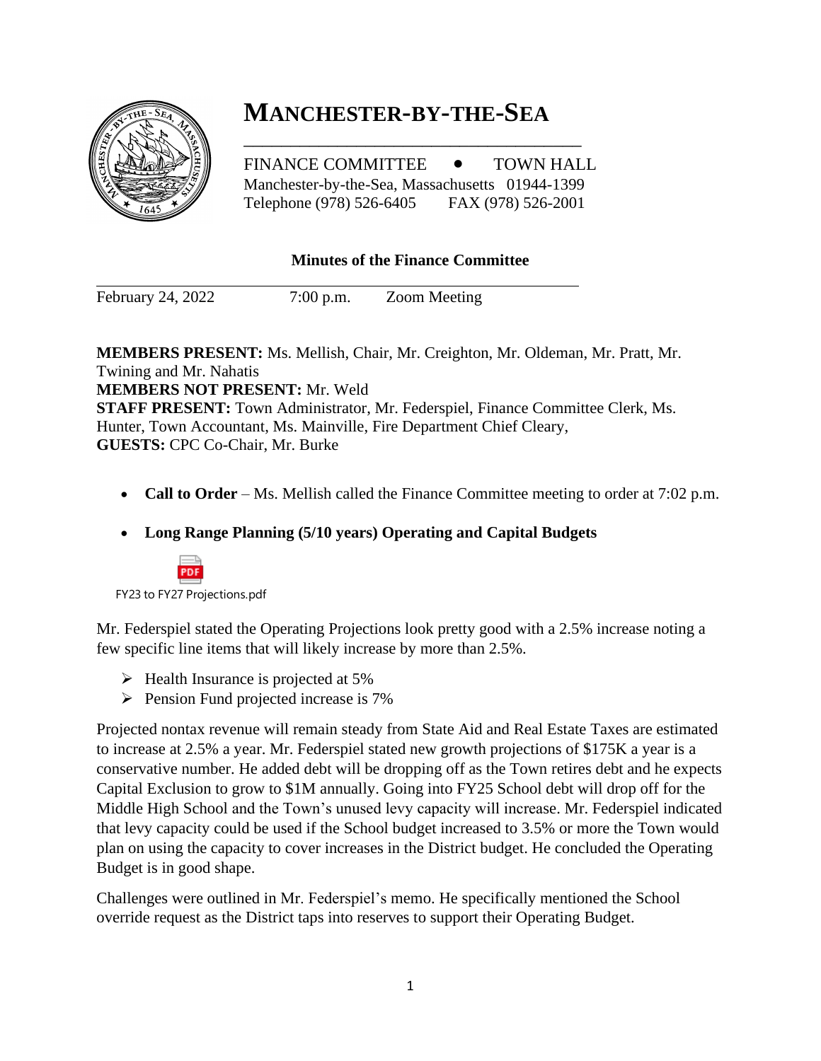# MANCHESTER-BY-THE-SEA

FINANCE COMMITTEE • TOWN HALL
Manchester-by-the-Sea, Massachusetts 01944-1399
Telephone (978) 526-6405 FAX (978) 526-2001

## Minutes of the Finance Committee

February 24, 2022 7:00 p.m. Zoom Meeting

**MEMBERS PRESENT:** Ms. Mellish, Chair, Mr. Creighton, Mr. Oldeman, Mr. Pratt, Mr. Twining and Mr. Nahatis
**MEMBERS NOT PRESENT:** Mr. Weld
**STAFF PRESENT:** Town Administrator, Mr. Federspiel, Finance Committee Clerk, Ms. Hunter, Town Accountant, Ms. Mainville, Fire Department Chief Cleary,
**GUESTS:** CPC Co-Chair, Mr. Burke

- **Call to Order** – Ms. Mellish called the Finance Committee meeting to order at 7:02 p.m.
- **Long Range Planning (5/10 years) Operating and Capital Budgets**

FY23 to FY27 Projections.pdf

Mr. Federspiel stated the Operating Projections look pretty good with a 2.5% increase noting a few specific line items that will likely increase by more than 2.5%.

- Health Insurance is projected at 5%
- Pension Fund projected increase is 7%

Projected nontax revenue will remain steady from State Aid and Real Estate Taxes are estimated to increase at 2.5% a year. Mr. Federspiel stated new growth projections of $175K a year is a conservative number. He added debt will be dropping off as the Town retires debt and he expects Capital Exclusion to grow to $1M annually. Going into FY25 School debt will drop off for the Middle High School and the Town's unused levy capacity will increase. Mr. Federspiel indicated that levy capacity could be used if the School budget increased to 3.5% or more the Town would plan on using the capacity to cover increases in the District budget. He concluded the Operating Budget is in good shape.

Challenges were outlined in Mr. Federspiel's memo. He specifically mentioned the School override request as the District taps into reserves to support their Operating Budget.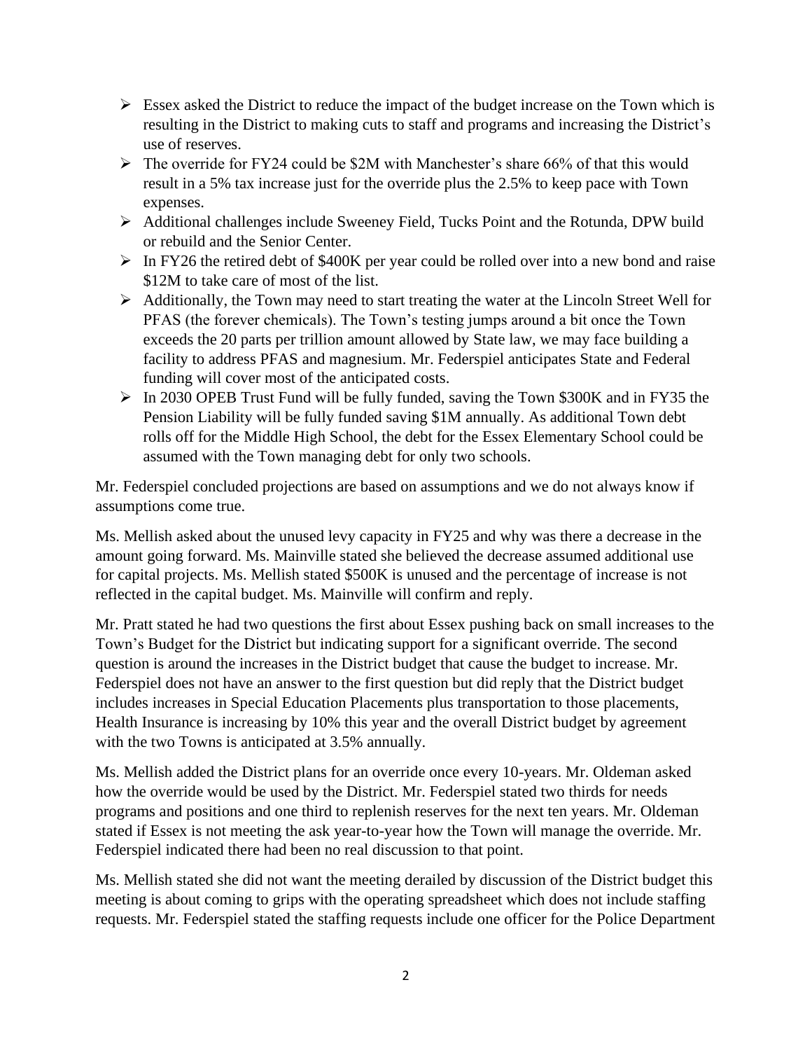- Essex asked the District to reduce the impact of the budget increase on the Town which is resulting in the District to making cuts to staff and programs and increasing the District's use of reserves.
- The override for FY24 could be $2M with Manchester's share 66% of that this would result in a 5% tax increase just for the override plus the 2.5% to keep pace with Town expenses.
- Additional challenges include Sweeney Field, Tucks Point and the Rotunda, DPW build or rebuild and the Senior Center.
- In FY26 the retired debt of $400K per year could be rolled over into a new bond and raise $12M to take care of most of the list.
- Additionally, the Town may need to start treating the water at the Lincoln Street Well for PFAS (the forever chemicals). The Town's testing jumps around a bit once the Town exceeds the 20 parts per trillion amount allowed by State law, we may face building a facility to address PFAS and magnesium. Mr. Federspiel anticipates State and Federal funding will cover most of the anticipated costs.
- In 2030 OPEB Trust Fund will be fully funded, saving the Town $300K and in FY35 the Pension Liability will be fully funded saving $1M annually. As additional Town debt rolls off for the Middle High School, the debt for the Essex Elementary School could be assumed with the Town managing debt for only two schools.

Mr. Federspiel concluded projections are based on assumptions and we do not always know if assumptions come true.

Ms. Mellish asked about the unused levy capacity in FY25 and why was there a decrease in the amount going forward. Ms. Mainville stated she believed the decrease assumed additional use for capital projects. Ms. Mellish stated $500K is unused and the percentage of increase is not reflected in the capital budget. Ms. Mainville will confirm and reply.

Mr. Pratt stated he had two questions the first about Essex pushing back on small increases to the Town's Budget for the District but indicating support for a significant override. The second question is around the increases in the District budget that cause the budget to increase. Mr. Federspiel does not have an answer to the first question but did reply that the District budget includes increases in Special Education Placements plus transportation to those placements, Health Insurance is increasing by 10% this year and the overall District budget by agreement with the two Towns is anticipated at 3.5% annually.

Ms. Mellish added the District plans for an override once every 10-years. Mr. Oldeman asked how the override would be used by the District. Mr. Federspiel stated two thirds for needs programs and positions and one third to replenish reserves for the next ten years. Mr. Oldeman stated if Essex is not meeting the ask year-to-year how the Town will manage the override. Mr. Federspiel indicated there had been no real discussion to that point.

Ms. Mellish stated she did not want the meeting derailed by discussion of the District budget this meeting is about coming to grips with the operating spreadsheet which does not include staffing requests. Mr. Federspiel stated the staffing requests include one officer for the Police Department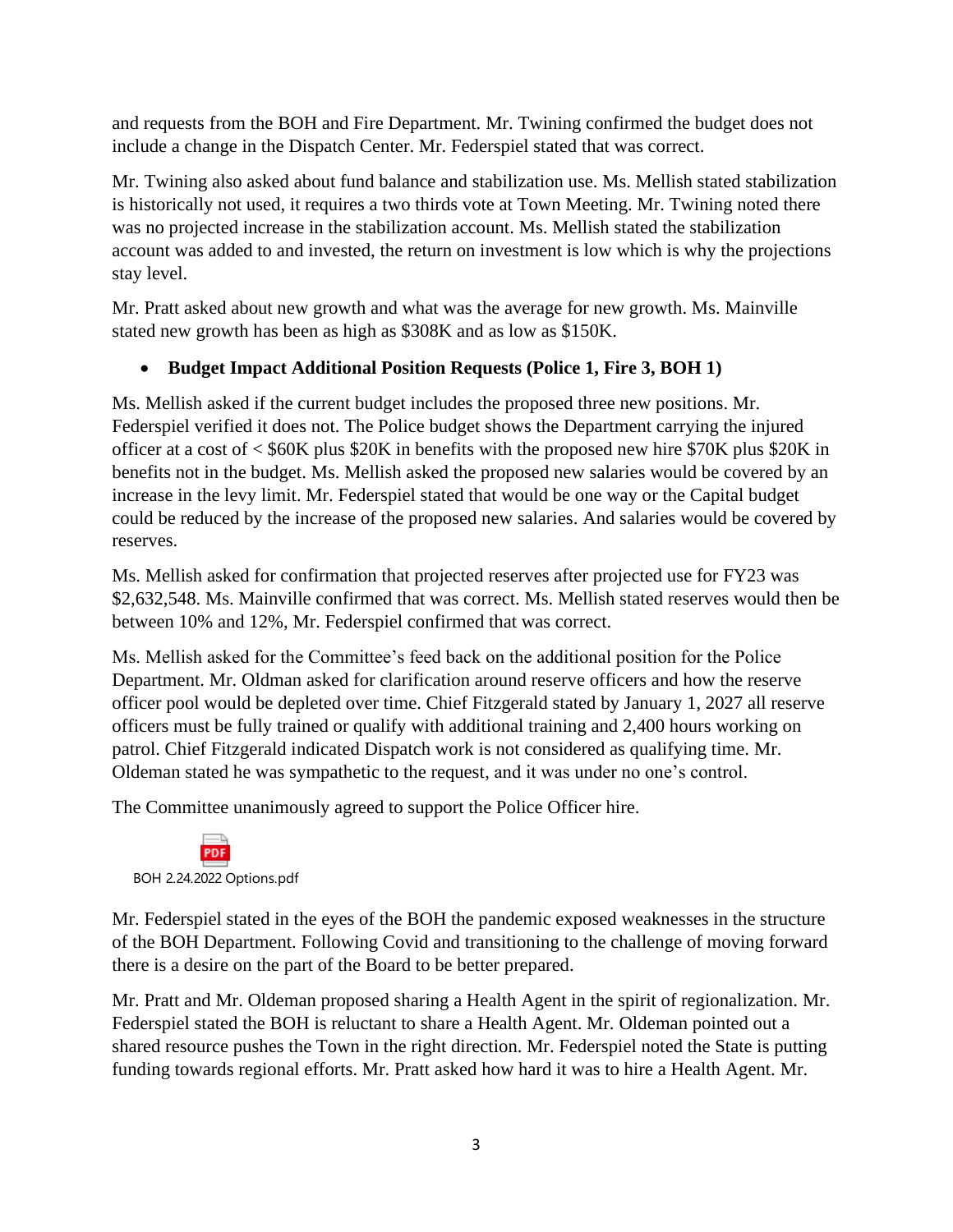and requests from the BOH and Fire Department. Mr. Twining confirmed the budget does not include a change in the Dispatch Center. Mr. Federspiel stated that was correct.

Mr. Twining also asked about fund balance and stabilization use. Ms. Mellish stated stabilization is historically not used, it requires a two thirds vote at Town Meeting. Mr. Twining noted there was no projected increase in the stabilization account. Ms. Mellish stated the stabilization account was added to and invested, the return on investment is low which is why the projections stay level.

Mr. Pratt asked about new growth and what was the average for new growth. Ms. Mainville stated new growth has been as high as $308K and as low as $150K.

- **Budget Impact Additional Position Requests (Police 1, Fire 3, BOH 1)**

Ms. Mellish asked if the current budget includes the proposed three new positions. Mr. Federspiel verified it does not. The Police budget shows the Department carrying the injured officer at a cost of < $60K plus $20K in benefits with the proposed new hire $70K plus $20K in benefits not in the budget. Ms. Mellish asked the proposed new salaries would be covered by an increase in the levy limit. Mr. Federspiel stated that would be one way or the Capital budget could be reduced by the increase of the proposed new salaries. And salaries would be covered by reserves.

Ms. Mellish asked for confirmation that projected reserves after projected use for FY23 was $2,632,548. Ms. Mainville confirmed that was correct. Ms. Mellish stated reserves would then be between 10% and 12%, Mr. Federspiel confirmed that was correct.

Ms. Mellish asked for the Committee's feed back on the additional position for the Police Department. Mr. Oldman asked for clarification around reserve officers and how the reserve officer pool would be depleted over time. Chief Fitzgerald stated by January 1, 2027 all reserve officers must be fully trained or qualify with additional training and 2,400 hours working on patrol. Chief Fitzgerald indicated Dispatch work is not considered as qualifying time. Mr. Oldeman stated he was sympathetic to the request, and it was under no one's control.

The Committee unanimously agreed to support the Police Officer hire.

BOH 2.24.2022 Options.pdf

Mr. Federspiel stated in the eyes of the BOH the pandemic exposed weaknesses in the structure of the BOH Department. Following Covid and transitioning to the challenge of moving forward there is a desire on the part of the Board to be better prepared.

Mr. Pratt and Mr. Oldeman proposed sharing a Health Agent in the spirit of regionalization. Mr. Federspiel stated the BOH is reluctant to share a Health Agent. Mr. Oldeman pointed out a shared resource pushes the Town in the right direction. Mr. Federspiel noted the State is putting funding towards regional efforts. Mr. Pratt asked how hard it was to hire a Health Agent. Mr.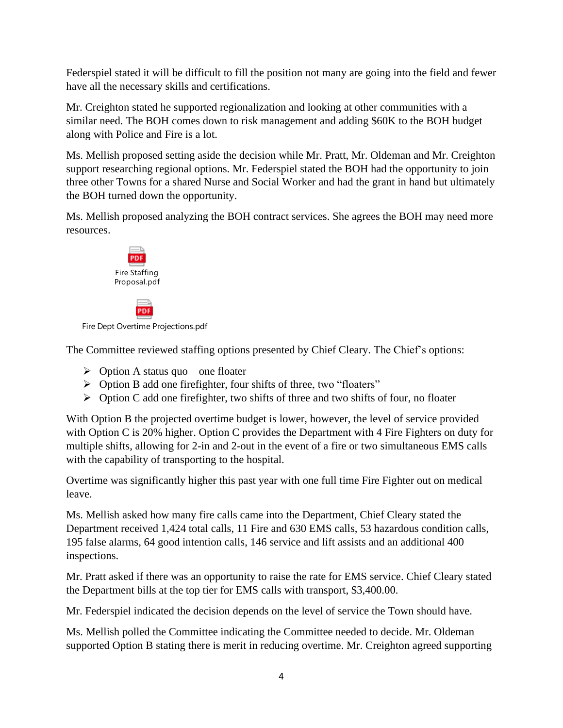Federspiel stated it will be difficult to fill the position not many are going into the field and fewer have all the necessary skills and certifications.

Mr. Creighton stated he supported regionalization and looking at other communities with a similar need. The BOH comes down to risk management and adding $60K to the BOH budget along with Police and Fire is a lot.

Ms. Mellish proposed setting aside the decision while Mr. Pratt, Mr. Oldeman and Mr. Creighton support researching regional options. Mr. Federspiel stated the BOH had the opportunity to join three other Towns for a shared Nurse and Social Worker and had the grant in hand but ultimately the BOH turned down the opportunity.

Ms. Mellish proposed analyzing the BOH contract services. She agrees the BOH may need more resources.

Fire Staffing Proposal.pdf

Fire Dept Overtime Projections.pdf

The Committee reviewed staffing options presented by Chief Cleary. The Chief's options:

- Option A status quo – one floater
- Option B add one firefighter, four shifts of three, two "floaters"
- Option C add one firefighter, two shifts of three and two shifts of four, no floater

With Option B the projected overtime budget is lower, however, the level of service provided with Option C is 20% higher. Option C provides the Department with 4 Fire Fighters on duty for multiple shifts, allowing for 2-in and 2-out in the event of a fire or two simultaneous EMS calls with the capability of transporting to the hospital.

Overtime was significantly higher this past year with one full time Fire Fighter out on medical leave.

Ms. Mellish asked how many fire calls came into the Department, Chief Cleary stated the Department received 1,424 total calls, 11 Fire and 630 EMS calls, 53 hazardous condition calls, 195 false alarms, 64 good intention calls, 146 service and lift assists and an additional 400 inspections.

Mr. Pratt asked if there was an opportunity to raise the rate for EMS service. Chief Cleary stated the Department bills at the top tier for EMS calls with transport, $3,400.00.

Mr. Federspiel indicated the decision depends on the level of service the Town should have.

Ms. Mellish polled the Committee indicating the Committee needed to decide. Mr. Oldeman supported Option B stating there is merit in reducing overtime. Mr. Creighton agreed supporting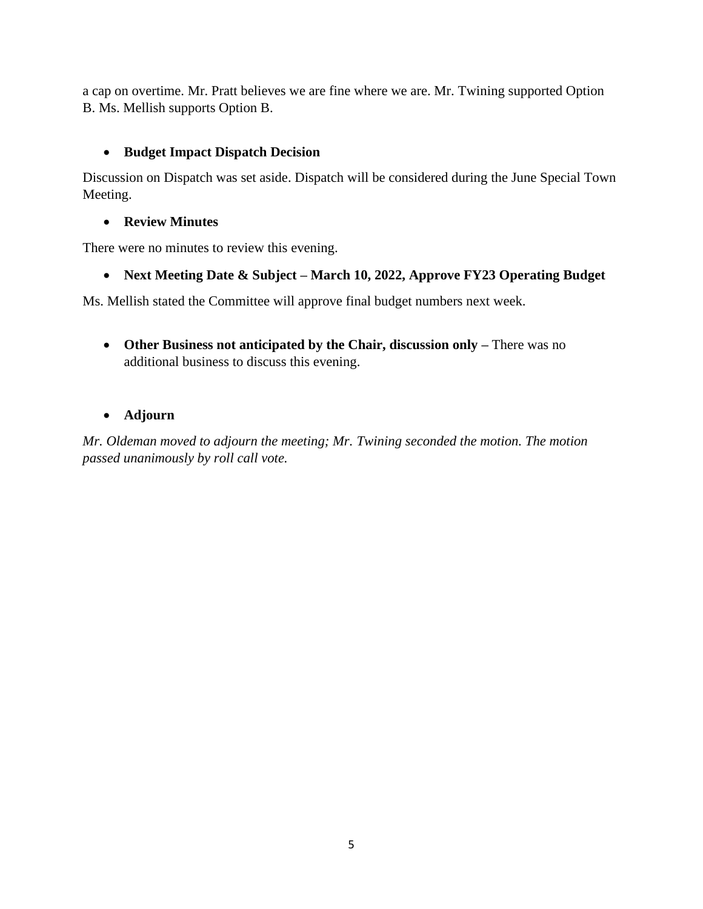a cap on overtime. Mr. Pratt believes we are fine where we are. Mr. Twining supported Option B. Ms. Mellish supports Option B.

- **Budget Impact Dispatch Decision**

Discussion on Dispatch was set aside. Dispatch will be considered during the June Special Town Meeting.

- **Review Minutes**

There were no minutes to review this evening.

- **Next Meeting Date & Subject – March 10, 2022, Approve FY23 Operating Budget**

Ms. Mellish stated the Committee will approve final budget numbers next week.

- **Other Business not anticipated by the Chair, discussion only –** There was no additional business to discuss this evening.

- **Adjourn**

*Mr. Oldeman moved to adjourn the meeting; Mr. Twining seconded the motion. The motion passed unanimously by roll call vote.*